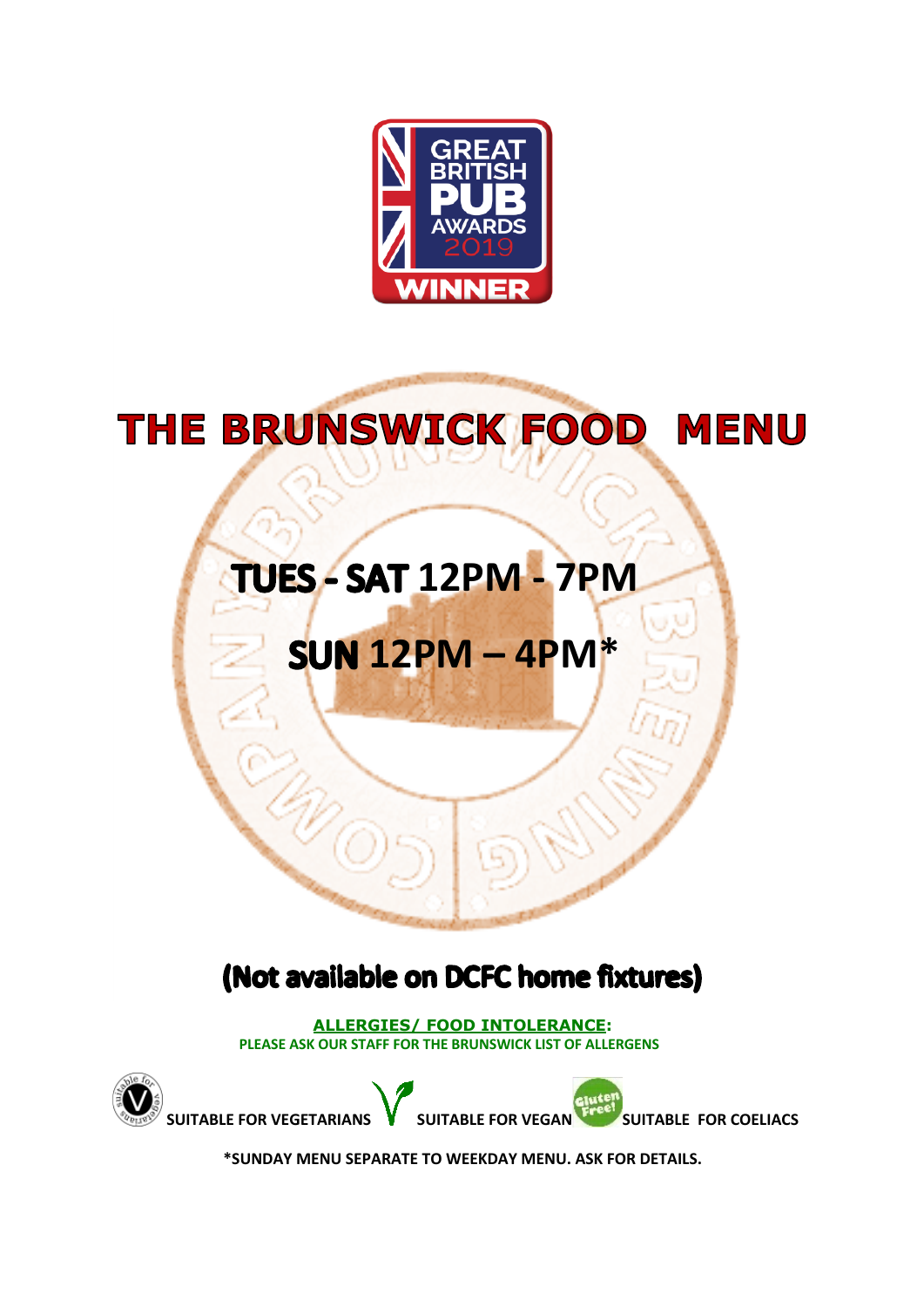GREAT BRITISH PUB AWARDS 2019 WINNER

# THE BRUNSWICK FOOD MENU

## TUES - SAT 12PM - 7PM

## SUN 12PM – 4PM*

## (Not available on DCFC home fixtures)

**ALLERGIES/ FOOD INTOLERANCE:**
**PLEASE ASK OUR STAFF FOR THE BRUNSWICK LIST OF ALLERGENS**

SUITABLE FOR VEGETARIANS SUITABLE FOR VEGAN SUITABLE FOR COELIACS

***SUNDAY MENU SEPARATE TO WEEKDAY MENU. ASK FOR DETAILS.**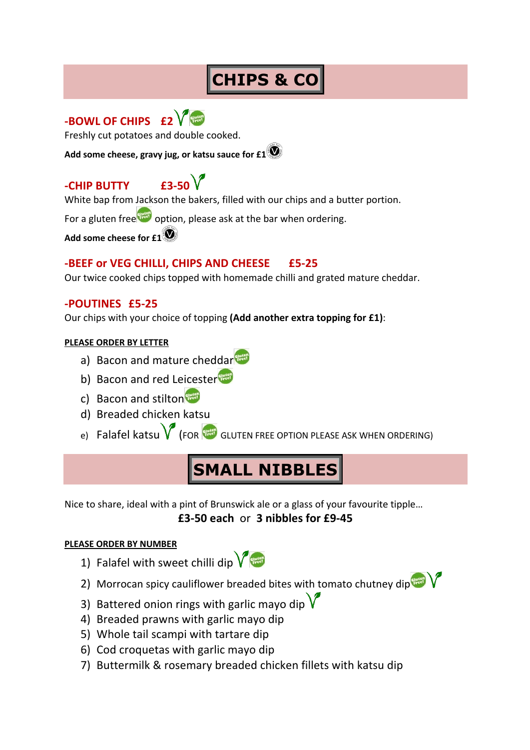# CHIPS & CO

**-BOWL OF CHIPS £2**

Freshly cut potatoes and double cooked.

**Add some cheese, gravy jug, or katsu sauce for £1**

**-CHIP BUTTY £3-50**

White bap from Jackson the bakers, filled with our chips and a butter portion.

For a gluten free option, please ask at the bar when ordering.

**Add some cheese for £1**

**-BEEF or VEG CHILLI, CHIPS AND CHEESE £5-25**

Our twice cooked chips topped with homemade chilli and grated mature cheddar.

**-POUTINES £5-25**

Our chips with your choice of topping **(Add another extra topping for £1)**:

**PLEASE ORDER BY LETTER**

a) Bacon and mature cheddar
b) Bacon and red Leicester
c) Bacon and stilton
d) Breaded chicken katsu
e) Falafel katsu (FOR GLUTEN FREE OPTION PLEASE ASK WHEN ORDERING)

# SMALL NIBBLES

Nice to share, ideal with a pint of Brunswick ale or a glass of your favourite tipple…

**£3-50 each** or **3 nibbles for £9-45**

**PLEASE ORDER BY NUMBER**

1) Falafel with sweet chilli dip
2) Morrocan spicy cauliflower breaded bites with tomato chutney dip
3) Battered onion rings with garlic mayo dip
4) Breaded prawns with garlic mayo dip
5) Whole tail scampi with tartare dip
6) Cod croquetas with garlic mayo dip
7) Buttermilk & rosemary breaded chicken fillets with katsu dip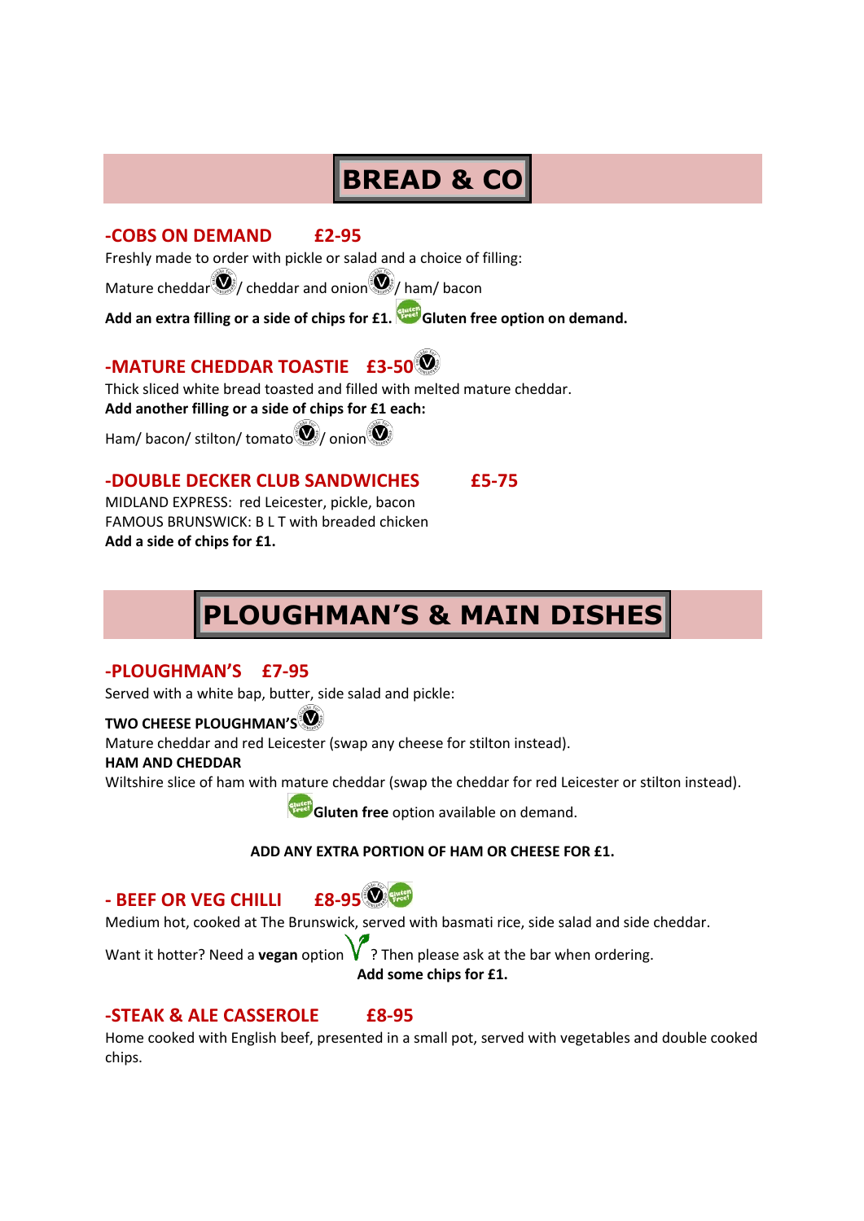# BREAD & CO

## -COBS ON DEMAND £2-95

Freshly made to order with pickle or salad and a choice of filling:

Mature cheddar / cheddar and onion / ham/ bacon

**Add an extra filling or a side of chips for £1. Gluten free option on demand.**

## -MATURE CHEDDAR TOASTIE £3-50

Thick sliced white bread toasted and filled with melted mature cheddar.

**Add another filling or a side of chips for £1 each:**

Ham/ bacon/ stilton/ tomato / onion

## -DOUBLE DECKER CLUB SANDWICHES £5-75

MIDLAND EXPRESS: red Leicester, pickle, bacon

FAMOUS BRUNSWICK: B L T with breaded chicken

**Add a side of chips for £1.**

# PLOUGHMAN'S & MAIN DISHES

## -PLOUGHMAN'S £7-95

Served with a white bap, butter, side salad and pickle:

**TWO CHEESE PLOUGHMAN'S**

Mature cheddar and red Leicester (swap any cheese for stilton instead).

**HAM AND CHEDDAR**

Wiltshire slice of ham with mature cheddar (swap the cheddar for red Leicester or stilton instead).

**Gluten free** option available on demand.

**ADD ANY EXTRA PORTION OF HAM OR CHEESE FOR £1.**

## - BEEF OR VEG CHILLI £8-95

Medium hot, cooked at The Brunswick, served with basmati rice, side salad and side cheddar.

Want it hotter? Need a **vegan** option ? Then please ask at the bar when ordering.

**Add some chips for £1.**

## -STEAK & ALE CASSEROLE £8-95

Home cooked with English beef, presented in a small pot, served with vegetables and double cooked chips.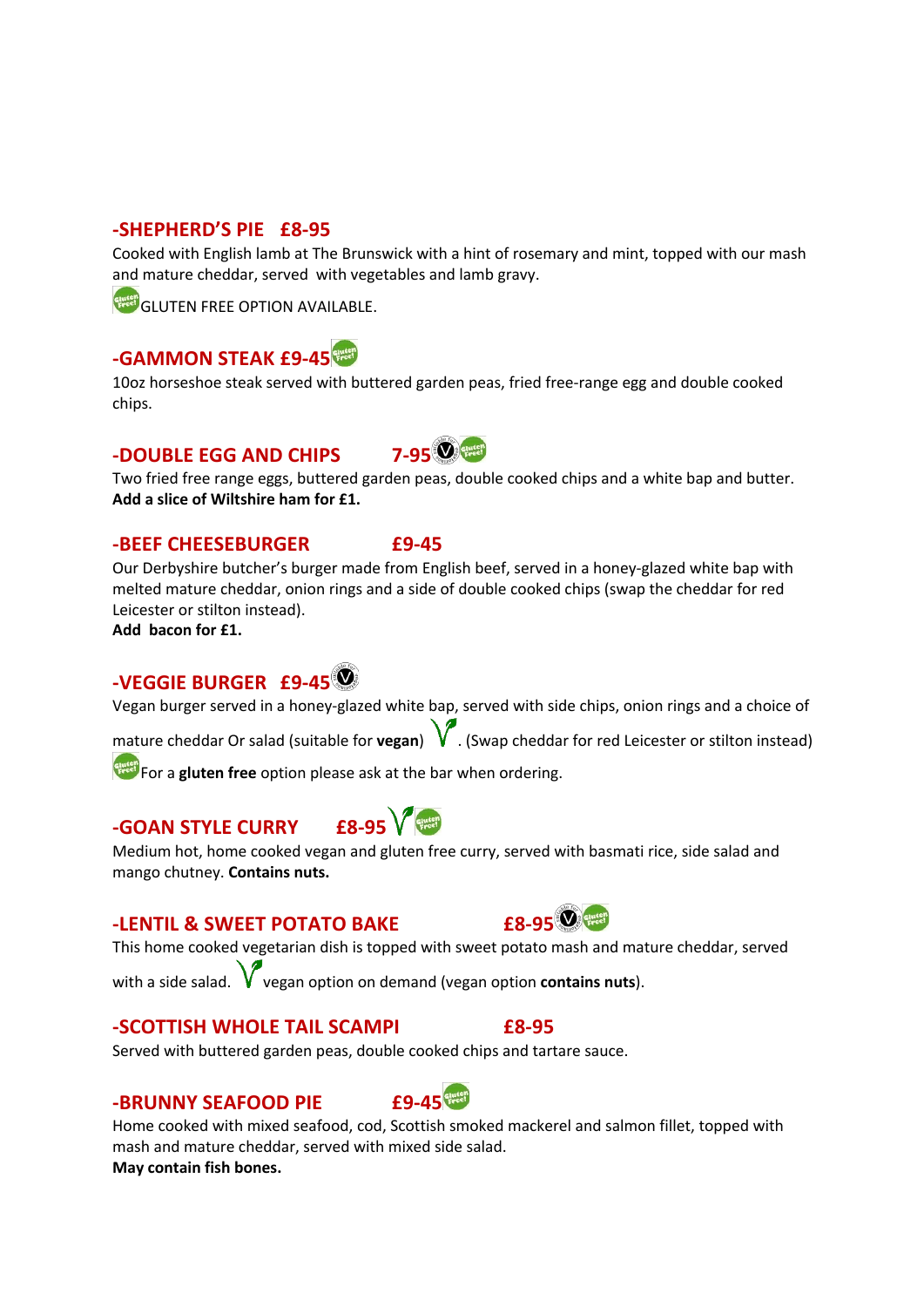### -SHEPHERD'S PIE £8-95

Cooked with English lamb at The Brunswick with a hint of rosemary and mint, topped with our mash and mature cheddar, served with vegetables and lamb gravy.

GLUTEN FREE OPTION AVAILABLE.

### -GAMMON STEAK £9-45

10oz horseshoe steak served with buttered garden peas, fried free-range egg and double cooked chips.

### -DOUBLE EGG AND CHIPS 7-95

Two fried free range eggs, buttered garden peas, double cooked chips and a white bap and butter.
**Add a slice of Wiltshire ham for £1.**

### -BEEF CHEESEBURGER £9-45

Our Derbyshire butcher's burger made from English beef, served in a honey-glazed white bap with melted mature cheddar, onion rings and a side of double cooked chips (swap the cheddar for red Leicester or stilton instead).
**Add bacon for £1.**

### -VEGGIE BURGER £9-45

Vegan burger served in a honey-glazed white bap, served with side chips, onion rings and a choice of mature cheddar Or salad (suitable for **vegan**). (Swap cheddar for red Leicester or stilton instead)

For a **gluten free** option please ask at the bar when ordering.

### -GOAN STYLE CURRY £8-95

Medium hot, home cooked vegan and gluten free curry, served with basmati rice, side salad and mango chutney. **Contains nuts.**

### -LENTIL & SWEET POTATO BAKE £8-95

This home cooked vegetarian dish is topped with sweet potato mash and mature cheddar, served with a side salad. vegan option on demand (vegan option **contains nuts**).

### -SCOTTISH WHOLE TAIL SCAMPI £8-95

Served with buttered garden peas, double cooked chips and tartare sauce.

### -BRUNNY SEAFOOD PIE £9-45

Home cooked with mixed seafood, cod, Scottish smoked mackerel and salmon fillet, topped with mash and mature cheddar, served with mixed side salad.
**May contain fish bones.**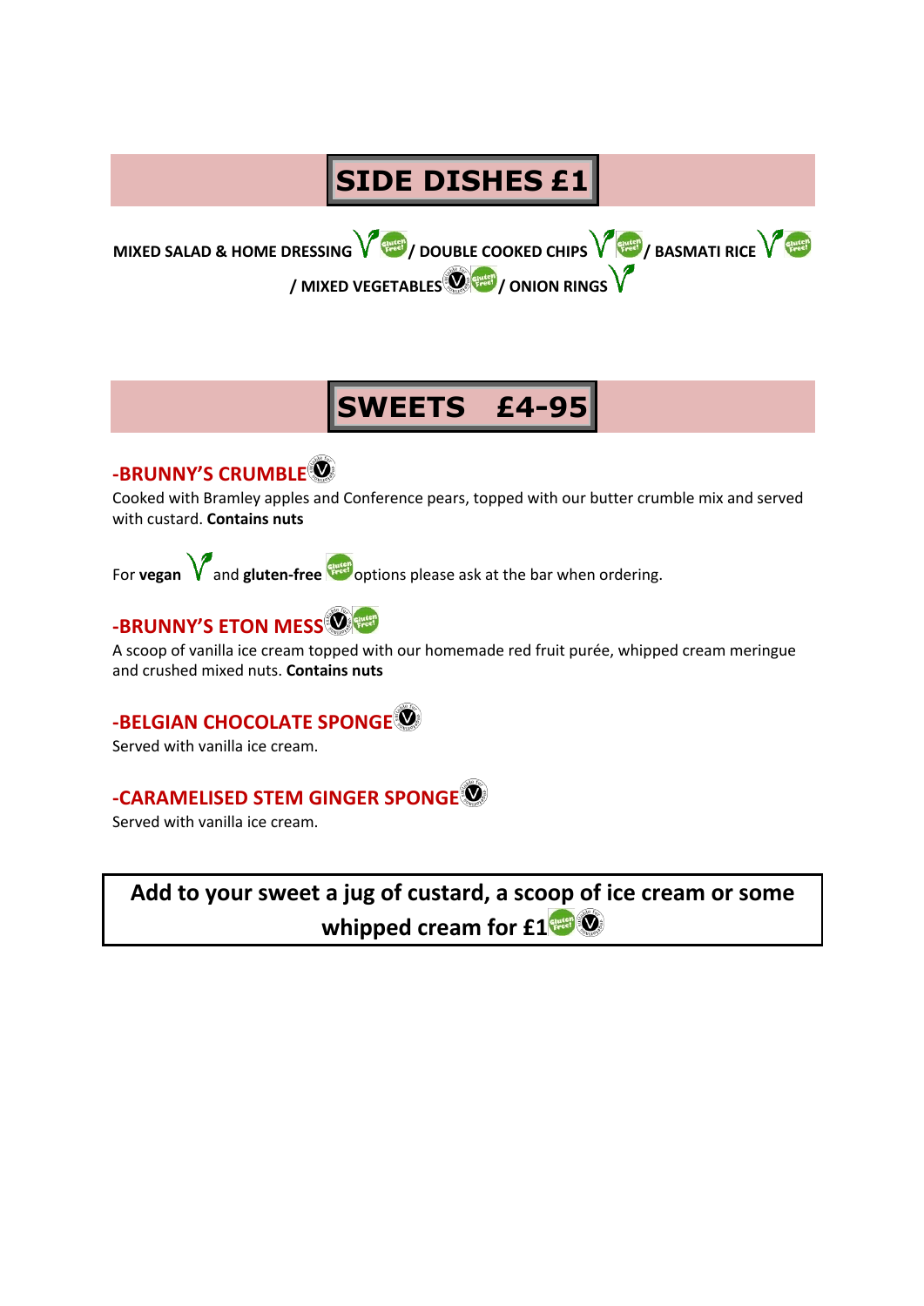## SIDE DISHES £1

MIXED SALAD & HOME DRESSING / DOUBLE COOKED CHIPS / BASMATI RICE / MIXED VEGETABLES / ONION RINGS

## SWEETS £4-95

### -BRUNNY'S CRUMBLE

Cooked with Bramley apples and Conference pears, topped with our butter crumble mix and served with custard. **Contains nuts**

For **vegan** and **gluten-free** options please ask at the bar when ordering.

### -BRUNNY'S ETON MESS

A scoop of vanilla ice cream topped with our homemade red fruit purée, whipped cream meringue and crushed mixed nuts. **Contains nuts**

### -BELGIAN CHOCOLATE SPONGE

Served with vanilla ice cream.

### -CARAMELISED STEM GINGER SPONGE

Served with vanilla ice cream.

**Add to your sweet a jug of custard, a scoop of ice cream or some whipped cream for £1**